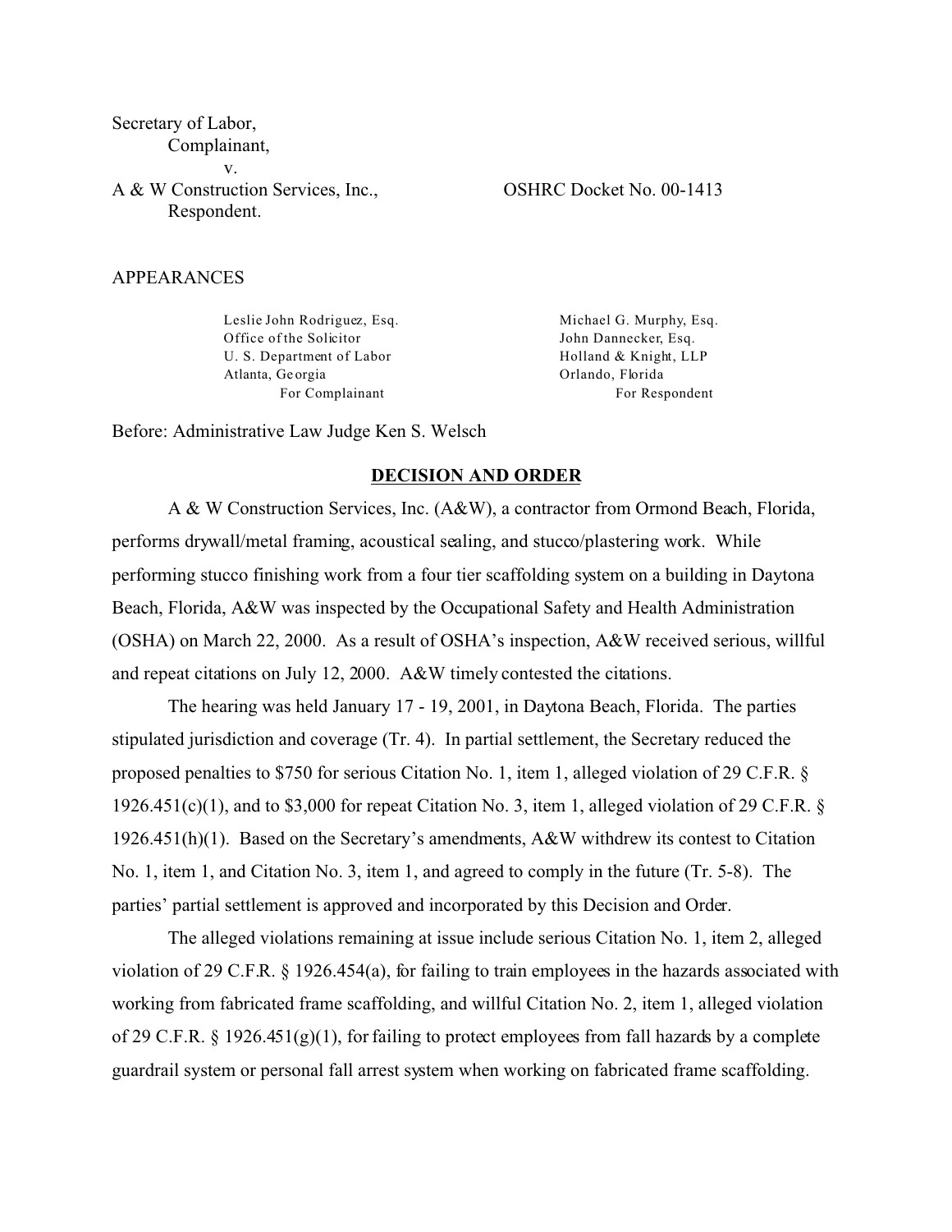Secretary of Labor,
Complainant,
v.
A & W Construction Services, Inc., OSHRC Docket No. 00-1413
Respondent.

APPEARANCES

Leslie John Rodriguez, Esq.
Office of the Solicitor
U. S. Department of Labor
Atlanta, Georgia
For Complainant

Michael G. Murphy, Esq.
John Dannecker, Esq.
Holland & Knight, LLP
Orlando, Florida
For Respondent

Before: Administrative Law Judge Ken S. Welsch

## DECISION AND ORDER

A & W Construction Services, Inc. (A&W), a contractor from Ormond Beach, Florida, performs drywall/metal framing, acoustical sealing, and stucco/plastering work. While performing stucco finishing work from a four tier scaffolding system on a building in Daytona Beach, Florida, A&W was inspected by the Occupational Safety and Health Administration (OSHA) on March 22, 2000. As a result of OSHA's inspection, A&W received serious, willful and repeat citations on July 12, 2000. A&W timely contested the citations.

The hearing was held January 17 - 19, 2001, in Daytona Beach, Florida. The parties stipulated jurisdiction and coverage (Tr. 4). In partial settlement, the Secretary reduced the proposed penalties to $750 for serious Citation No. 1, item 1, alleged violation of 29 C.F.R. § 1926.451(c)(1), and to $3,000 for repeat Citation No. 3, item 1, alleged violation of 29 C.F.R. § 1926.451(h)(1). Based on the Secretary's amendments, A&W withdrew its contest to Citation No. 1, item 1, and Citation No. 3, item 1, and agreed to comply in the future (Tr. 5-8). The parties' partial settlement is approved and incorporated by this Decision and Order.

The alleged violations remaining at issue include serious Citation No. 1, item 2, alleged violation of 29 C.F.R. § 1926.454(a), for failing to train employees in the hazards associated with working from fabricated frame scaffolding, and willful Citation No. 2, item 1, alleged violation of 29 C.F.R. § 1926.451(g)(1), for failing to protect employees from fall hazards by a complete guardrail system or personal fall arrest system when working on fabricated frame scaffolding.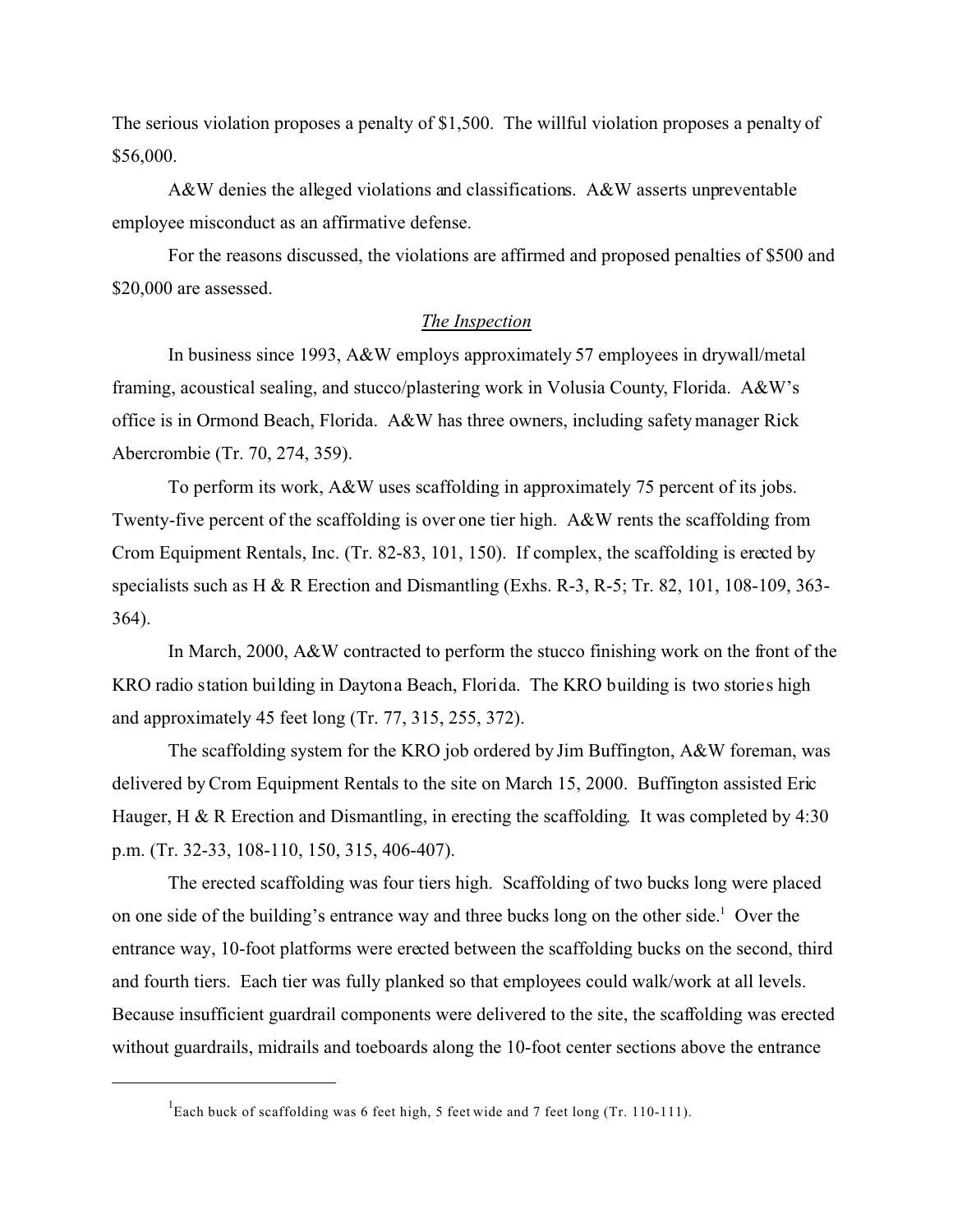The serious violation proposes a penalty of $1,500. The willful violation proposes a penalty of $56,000.

A&W denies the alleged violations and classifications. A&W asserts unpreventable employee misconduct as an affirmative defense.

For the reasons discussed, the violations are affirmed and proposed penalties of $500 and $20,000 are assessed.

*The Inspection*

In business since 1993, A&W employs approximately 57 employees in drywall/metal framing, acoustical sealing, and stucco/plastering work in Volusia County, Florida. A&W's office is in Ormond Beach, Florida. A&W has three owners, including safety manager Rick Abercrombie (Tr. 70, 274, 359).

To perform its work, A&W uses scaffolding in approximately 75 percent of its jobs. Twenty-five percent of the scaffolding is over one tier high. A&W rents the scaffolding from Crom Equipment Rentals, Inc. (Tr. 82-83, 101, 150). If complex, the scaffolding is erected by specialists such as H & R Erection and Dismantling (Exhs. R-3, R-5; Tr. 82, 101, 108-109, 363-364).

In March, 2000, A&W contracted to perform the stucco finishing work on the front of the KRO radio station building in Daytona Beach, Florida. The KRO building is two stories high and approximately 45 feet long (Tr. 77, 315, 255, 372).

The scaffolding system for the KRO job ordered by Jim Buffington, A&W foreman, was delivered by Crom Equipment Rentals to the site on March 15, 2000. Buffington assisted Eric Hauger, H & R Erection and Dismantling, in erecting the scaffolding. It was completed by 4:30 p.m. (Tr. 32-33, 108-110, 150, 315, 406-407).

The erected scaffolding was four tiers high. Scaffolding of two bucks long were placed on one side of the building's entrance way and three bucks long on the other side.[1] Over the entrance way, 10-foot platforms were erected between the scaffolding bucks on the second, third and fourth tiers. Each tier was fully planked so that employees could walk/work at all levels. Because insufficient guardrail components were delivered to the site, the scaffolding was erected without guardrails, midrails and toeboards along the 10-foot center sections above the entrance

[1] Each buck of scaffolding was 6 feet high, 5 feet wide and 7 feet long (Tr. 110-111).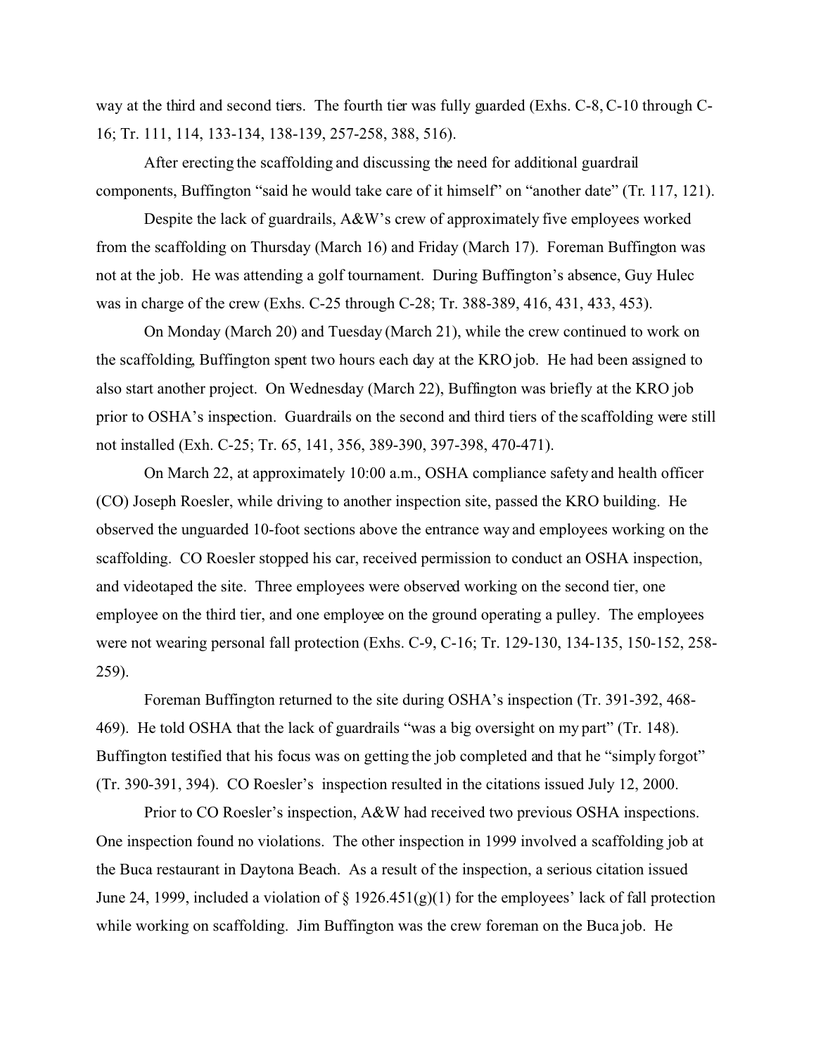way at the third and second tiers. The fourth tier was fully guarded (Exhs. C-8, C-10 through C-16; Tr. 111, 114, 133-134, 138-139, 257-258, 388, 516).

After erecting the scaffolding and discussing the need for additional guardrail components, Buffington "said he would take care of it himself" on "another date" (Tr. 117, 121).

Despite the lack of guardrails, A&W's crew of approximately five employees worked from the scaffolding on Thursday (March 16) and Friday (March 17). Foreman Buffington was not at the job. He was attending a golf tournament. During Buffington's absence, Guy Hulec was in charge of the crew (Exhs. C-25 through C-28; Tr. 388-389, 416, 431, 433, 453).

On Monday (March 20) and Tuesday (March 21), while the crew continued to work on the scaffolding, Buffington spent two hours each day at the KRO job. He had been assigned to also start another project. On Wednesday (March 22), Buffington was briefly at the KRO job prior to OSHA's inspection. Guardrails on the second and third tiers of the scaffolding were still not installed (Exh. C-25; Tr. 65, 141, 356, 389-390, 397-398, 470-471).

On March 22, at approximately 10:00 a.m., OSHA compliance safety and health officer (CO) Joseph Roesler, while driving to another inspection site, passed the KRO building. He observed the unguarded 10-foot sections above the entrance way and employees working on the scaffolding. CO Roesler stopped his car, received permission to conduct an OSHA inspection, and videotaped the site. Three employees were observed working on the second tier, one employee on the third tier, and one employee on the ground operating a pulley. The employees were not wearing personal fall protection (Exhs. C-9, C-16; Tr. 129-130, 134-135, 150-152, 258-259).

Foreman Buffington returned to the site during OSHA's inspection (Tr. 391-392, 468-469). He told OSHA that the lack of guardrails "was a big oversight on my part" (Tr. 148). Buffington testified that his focus was on getting the job completed and that he "simply forgot" (Tr. 390-391, 394). CO Roesler's inspection resulted in the citations issued July 12, 2000.

Prior to CO Roesler's inspection, A&W had received two previous OSHA inspections. One inspection found no violations. The other inspection in 1999 involved a scaffolding job at the Buca restaurant in Daytona Beach. As a result of the inspection, a serious citation issued June 24, 1999, included a violation of § 1926.451(g)(1) for the employees' lack of fall protection while working on scaffolding. Jim Buffington was the crew foreman on the Buca job. He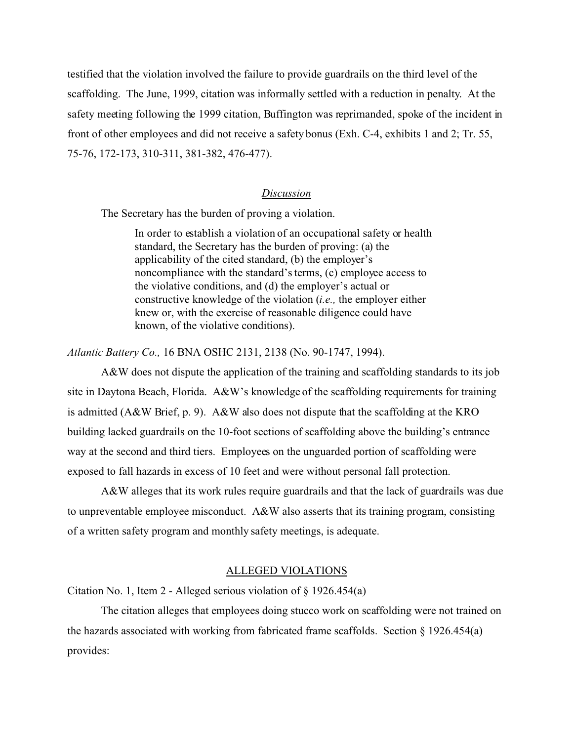testified that the violation involved the failure to provide guardrails on the third level of the scaffolding. The June, 1999, citation was informally settled with a reduction in penalty. At the safety meeting following the 1999 citation, Buffington was reprimanded, spoke of the incident in front of other employees and did not receive a safety bonus (Exh. C-4, exhibits 1 and 2; Tr. 55, 75-76, 172-173, 310-311, 381-382, 476-477).

## *Discussion*

The Secretary has the burden of proving a violation.

> In order to establish a violation of an occupational safety or health standard, the Secretary has the burden of proving: (a) the applicability of the cited standard, (b) the employer's noncompliance with the standard's terms, (c) employee access to the violative conditions, and (d) the employer's actual or constructive knowledge of the violation (*i.e.,* the employer either knew or, with the exercise of reasonable diligence could have known, of the violative conditions).

*Atlantic Battery Co.,* 16 BNA OSHC 2131, 2138 (No. 90-1747, 1994).

A&W does not dispute the application of the training and scaffolding standards to its job site in Daytona Beach, Florida. A&W's knowledge of the scaffolding requirements for training is admitted (A&W Brief, p. 9). A&W also does not dispute that the scaffolding at the KRO building lacked guardrails on the 10-foot sections of scaffolding above the building's entrance way at the second and third tiers. Employees on the unguarded portion of scaffolding were exposed to fall hazards in excess of 10 feet and were without personal fall protection.

A&W alleges that its work rules require guardrails and that the lack of guardrails was due to unpreventable employee misconduct. A&W also asserts that its training program, consisting of a written safety program and monthly safety meetings, is adequate.

## ALLEGED VIOLATIONS

### Citation No. 1, Item 2 - Alleged serious violation of § 1926.454(a)

The citation alleges that employees doing stucco work on scaffolding were not trained on the hazards associated with working from fabricated frame scaffolds. Section § 1926.454(a) provides: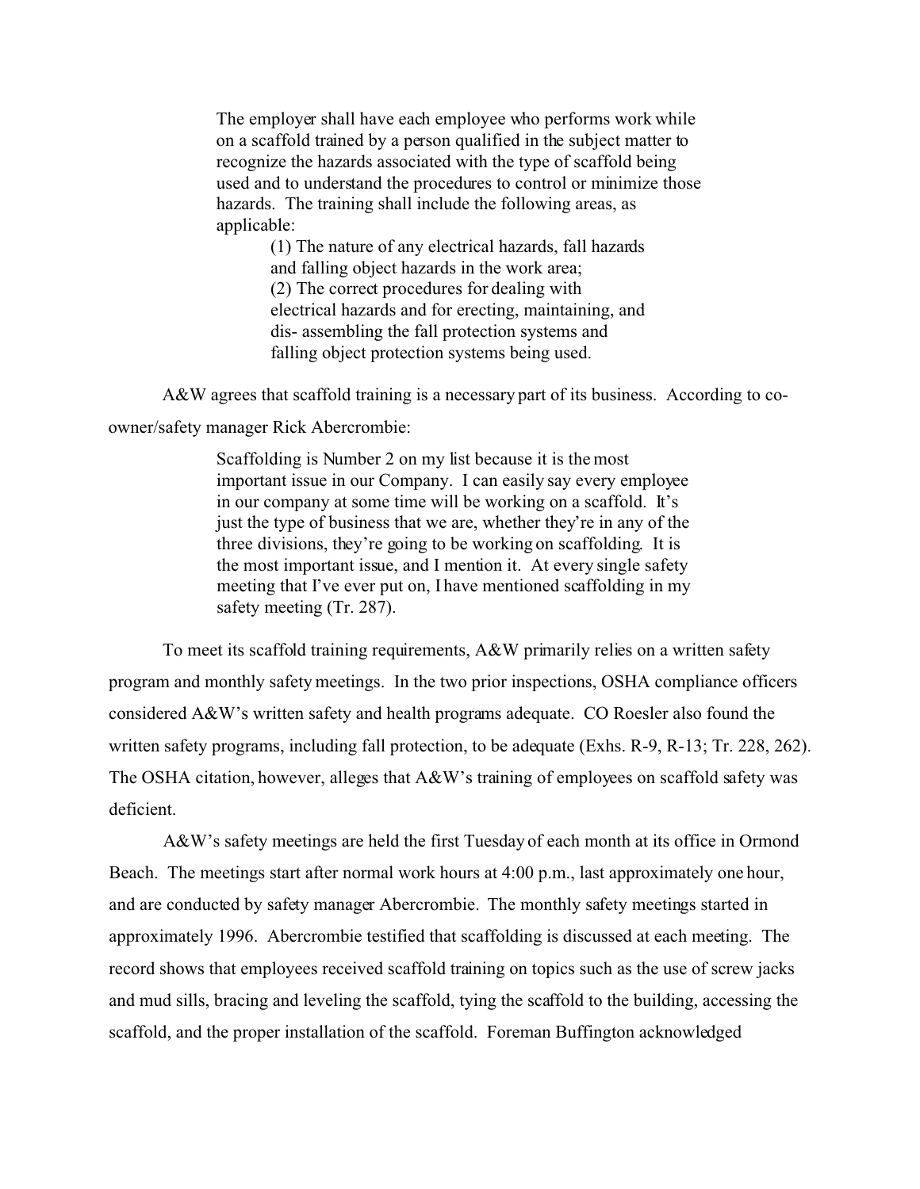> The employer shall have each employee who performs work while on a scaffold trained by a person qualified in the subject matter to recognize the hazards associated with the type of scaffold being used and to understand the procedures to control or minimize those hazards. The training shall include the following areas, as applicable:
>
> > (1) The nature of any electrical hazards, fall hazards and falling object hazards in the work area;
> > (2) The correct procedures for dealing with electrical hazards and for erecting, maintaining, and dis- assembling the fall protection systems and falling object protection systems being used.

A&W agrees that scaffold training is a necessary part of its business. According to co-owner/safety manager Rick Abercrombie:

> Scaffolding is Number 2 on my list because it is the most important issue in our Company. I can easily say every employee in our company at some time will be working on a scaffold. It's just the type of business that we are, whether they're in any of the three divisions, they're going to be working on scaffolding. It is the most important issue, and I mention it. At every single safety meeting that I've ever put on, I have mentioned scaffolding in my safety meeting (Tr. 287).

To meet its scaffold training requirements, A&W primarily relies on a written safety program and monthly safety meetings. In the two prior inspections, OSHA compliance officers considered A&W's written safety and health programs adequate. CO Roesler also found the written safety programs, including fall protection, to be adequate (Exhs. R-9, R-13; Tr. 228, 262). The OSHA citation, however, alleges that A&W's training of employees on scaffold safety was deficient.

A&W's safety meetings are held the first Tuesday of each month at its office in Ormond Beach. The meetings start after normal work hours at 4:00 p.m., last approximately one hour, and are conducted by safety manager Abercrombie. The monthly safety meetings started in approximately 1996. Abercrombie testified that scaffolding is discussed at each meeting. The record shows that employees received scaffold training on topics such as the use of screw jacks and mud sills, bracing and leveling the scaffold, tying the scaffold to the building, accessing the scaffold, and the proper installation of the scaffold. Foreman Buffington acknowledged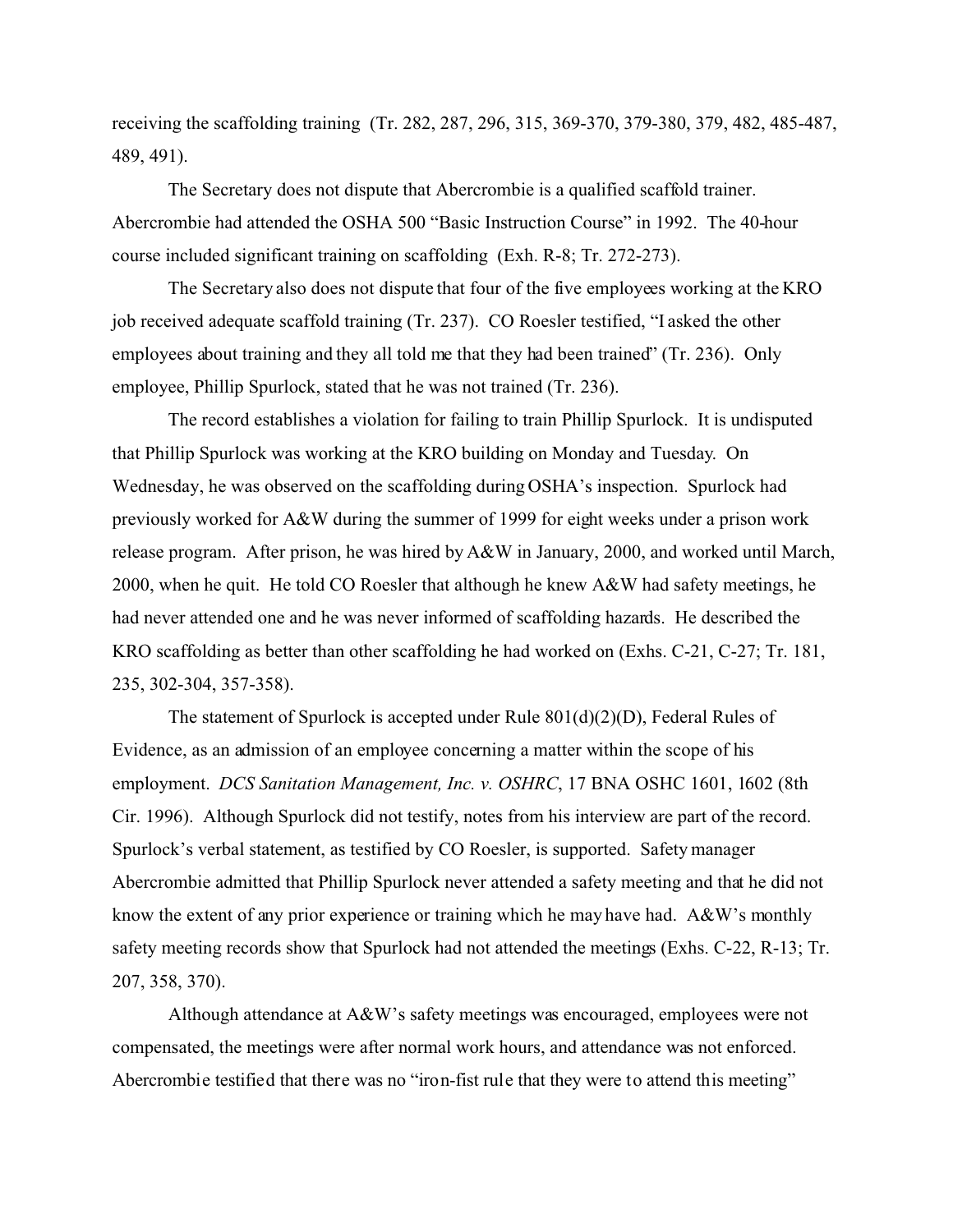receiving the scaffolding training (Tr. 282, 287, 296, 315, 369-370, 379-380, 379, 482, 485-487, 489, 491).

The Secretary does not dispute that Abercrombie is a qualified scaffold trainer. Abercrombie had attended the OSHA 500 "Basic Instruction Course" in 1992. The 40-hour course included significant training on scaffolding (Exh. R-8; Tr. 272-273).

The Secretary also does not dispute that four of the five employees working at the KRO job received adequate scaffold training (Tr. 237). CO Roesler testified, "I asked the other employees about training and they all told me that they had been trained" (Tr. 236). Only employee, Phillip Spurlock, stated that he was not trained (Tr. 236).

The record establishes a violation for failing to train Phillip Spurlock. It is undisputed that Phillip Spurlock was working at the KRO building on Monday and Tuesday. On Wednesday, he was observed on the scaffolding during OSHA's inspection. Spurlock had previously worked for A&W during the summer of 1999 for eight weeks under a prison work release program. After prison, he was hired by A&W in January, 2000, and worked until March, 2000, when he quit. He told CO Roesler that although he knew A&W had safety meetings, he had never attended one and he was never informed of scaffolding hazards. He described the KRO scaffolding as better than other scaffolding he had worked on (Exhs. C-21, C-27; Tr. 181, 235, 302-304, 357-358).

The statement of Spurlock is accepted under Rule 801(d)(2)(D), Federal Rules of Evidence, as an admission of an employee concerning a matter within the scope of his employment. *DCS Sanitation Management, Inc. v. OSHRC*, 17 BNA OSHC 1601, 1602 (8th Cir. 1996). Although Spurlock did not testify, notes from his interview are part of the record. Spurlock's verbal statement, as testified by CO Roesler, is supported. Safety manager Abercrombie admitted that Phillip Spurlock never attended a safety meeting and that he did not know the extent of any prior experience or training which he may have had. A&W's monthly safety meeting records show that Spurlock had not attended the meetings (Exhs. C-22, R-13; Tr. 207, 358, 370).

Although attendance at A&W's safety meetings was encouraged, employees were not compensated, the meetings were after normal work hours, and attendance was not enforced. Abercrombie testified that there was no "iron-fist rule that they were to attend this meeting"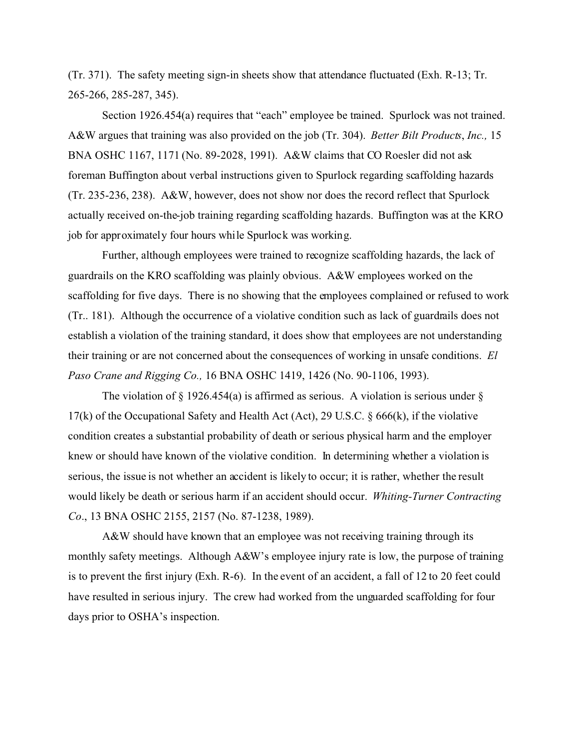(Tr. 371). The safety meeting sign-in sheets show that attendance fluctuated (Exh. R-13; Tr. 265-266, 285-287, 345).

Section 1926.454(a) requires that "each" employee be trained. Spurlock was not trained. A&W argues that training was also provided on the job (Tr. 304). *Better Bilt Products*, *Inc.,* 15 BNA OSHC 1167, 1171 (No. 89-2028, 1991). A&W claims that CO Roesler did not ask foreman Buffington about verbal instructions given to Spurlock regarding scaffolding hazards (Tr. 235-236, 238). A&W, however, does not show nor does the record reflect that Spurlock actually received on-the-job training regarding scaffolding hazards. Buffington was at the KRO job for approximately four hours while Spurlock was working.

Further, although employees were trained to recognize scaffolding hazards, the lack of guardrails on the KRO scaffolding was plainly obvious. A&W employees worked on the scaffolding for five days. There is no showing that the employees complained or refused to work (Tr.. 181). Although the occurrence of a violative condition such as lack of guardrails does not establish a violation of the training standard, it does show that employees are not understanding their training or are not concerned about the consequences of working in unsafe conditions. *El Paso Crane and Rigging Co.,* 16 BNA OSHC 1419, 1426 (No. 90-1106, 1993).

The violation of § 1926.454(a) is affirmed as serious. A violation is serious under § 17(k) of the Occupational Safety and Health Act (Act), 29 U.S.C. § 666(k), if the violative condition creates a substantial probability of death or serious physical harm and the employer knew or should have known of the violative condition. In determining whether a violation is serious, the issue is not whether an accident is likely to occur; it is rather, whether the result would likely be death or serious harm if an accident should occur. *Whiting-Turner Contracting Co*., 13 BNA OSHC 2155, 2157 (No. 87-1238, 1989).

A&W should have known that an employee was not receiving training through its monthly safety meetings. Although A&W's employee injury rate is low, the purpose of training is to prevent the first injury (Exh. R-6). In the event of an accident, a fall of 12 to 20 feet could have resulted in serious injury. The crew had worked from the unguarded scaffolding for four days prior to OSHA's inspection.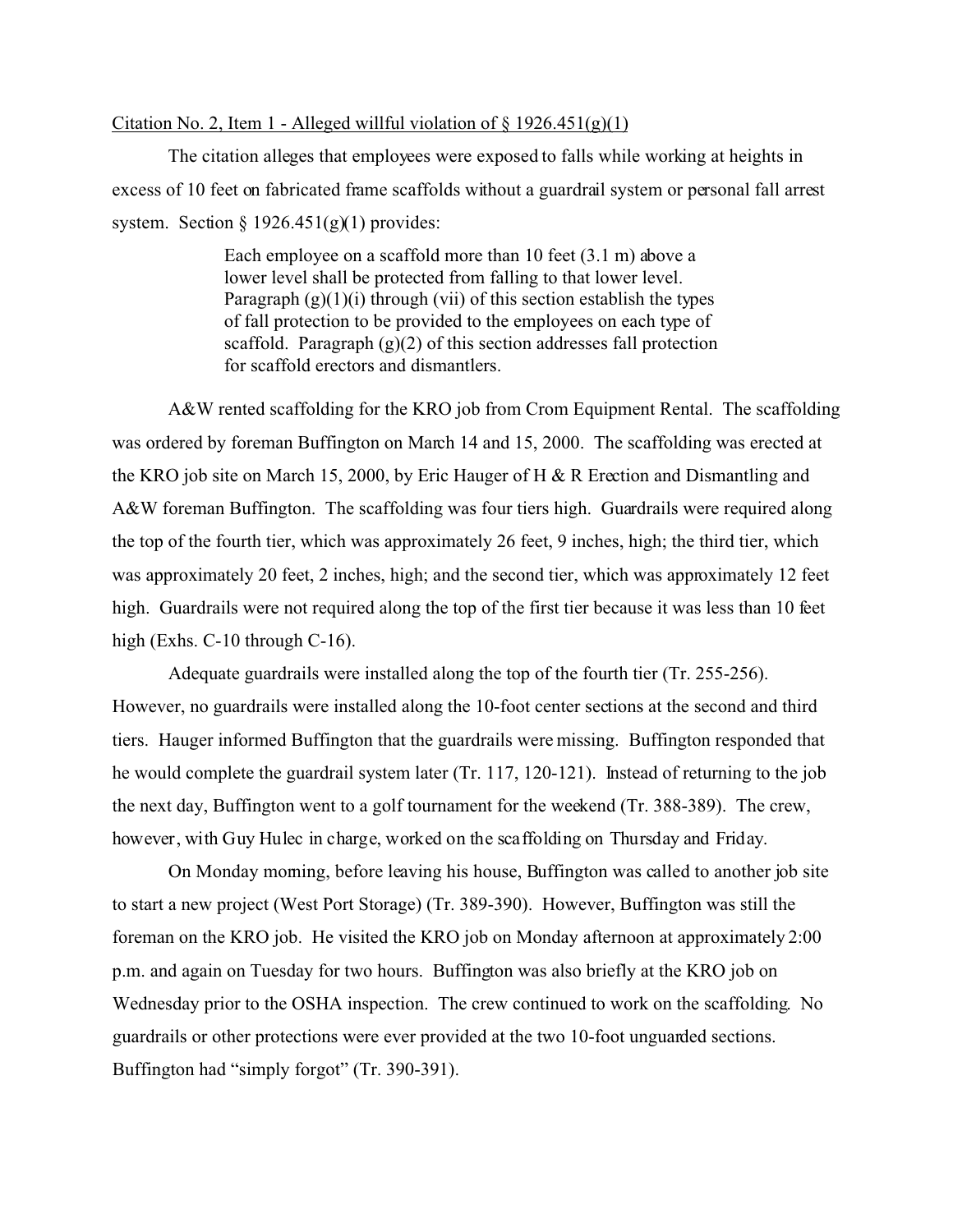Citation No. 2, Item 1 - Alleged willful violation of § 1926.451(g)(1)

The citation alleges that employees were exposed to falls while working at heights in excess of 10 feet on fabricated frame scaffolds without a guardrail system or personal fall arrest system. Section § 1926.451(g)(1) provides:

> Each employee on a scaffold more than 10 feet (3.1 m) above a lower level shall be protected from falling to that lower level. Paragraph (g)(1)(i) through (vii) of this section establish the types of fall protection to be provided to the employees on each type of scaffold. Paragraph (g)(2) of this section addresses fall protection for scaffold erectors and dismantlers.

A&W rented scaffolding for the KRO job from Crom Equipment Rental. The scaffolding was ordered by foreman Buffington on March 14 and 15, 2000. The scaffolding was erected at the KRO job site on March 15, 2000, by Eric Hauger of H & R Erection and Dismantling and A&W foreman Buffington. The scaffolding was four tiers high. Guardrails were required along the top of the fourth tier, which was approximately 26 feet, 9 inches, high; the third tier, which was approximately 20 feet, 2 inches, high; and the second tier, which was approximately 12 feet high. Guardrails were not required along the top of the first tier because it was less than 10 feet high (Exhs. C-10 through C-16).

Adequate guardrails were installed along the top of the fourth tier (Tr. 255-256). However, no guardrails were installed along the 10-foot center sections at the second and third tiers. Hauger informed Buffington that the guardrails were missing. Buffington responded that he would complete the guardrail system later (Tr. 117, 120-121). Instead of returning to the job the next day, Buffington went to a golf tournament for the weekend (Tr. 388-389). The crew, however, with Guy Hulec in charge, worked on the scaffolding on Thursday and Friday.

On Monday morning, before leaving his house, Buffington was called to another job site to start a new project (West Port Storage) (Tr. 389-390). However, Buffington was still the foreman on the KRO job. He visited the KRO job on Monday afternoon at approximately 2:00 p.m. and again on Tuesday for two hours. Buffington was also briefly at the KRO job on Wednesday prior to the OSHA inspection. The crew continued to work on the scaffolding. No guardrails or other protections were ever provided at the two 10-foot unguarded sections. Buffington had "simply forgot" (Tr. 390-391).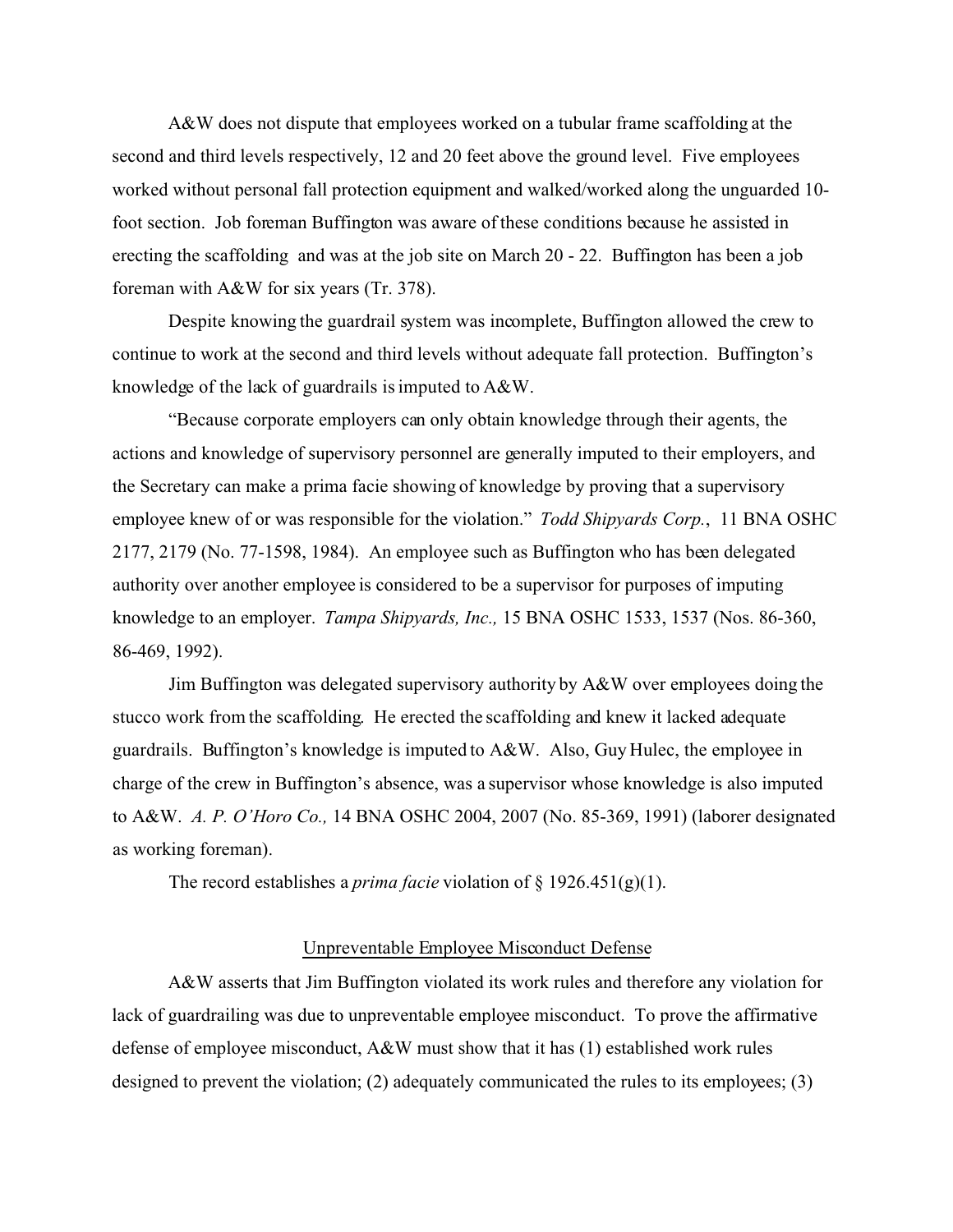A&W does not dispute that employees worked on a tubular frame scaffolding at the second and third levels respectively, 12 and 20 feet above the ground level. Five employees worked without personal fall protection equipment and walked/worked along the unguarded 10-foot section. Job foreman Buffington was aware of these conditions because he assisted in erecting the scaffolding and was at the job site on March 20 - 22. Buffington has been a job foreman with A&W for six years (Tr. 378).

Despite knowing the guardrail system was incomplete, Buffington allowed the crew to continue to work at the second and third levels without adequate fall protection. Buffington's knowledge of the lack of guardrails is imputed to A&W.

"Because corporate employers can only obtain knowledge through their agents, the actions and knowledge of supervisory personnel are generally imputed to their employers, and the Secretary can make a prima facie showing of knowledge by proving that a supervisory employee knew of or was responsible for the violation." *Todd Shipyards Corp.*, 11 BNA OSHC 2177, 2179 (No. 77-1598, 1984). An employee such as Buffington who has been delegated authority over another employee is considered to be a supervisor for purposes of imputing knowledge to an employer. *Tampa Shipyards, Inc.,* 15 BNA OSHC 1533, 1537 (Nos. 86-360, 86-469, 1992).

Jim Buffington was delegated supervisory authority by A&W over employees doing the stucco work from the scaffolding. He erected the scaffolding and knew it lacked adequate guardrails. Buffington's knowledge is imputed to A&W. Also, Guy Hulec, the employee in charge of the crew in Buffington's absence, was a supervisor whose knowledge is also imputed to A&W. *A. P. O'Horo Co.,* 14 BNA OSHC 2004, 2007 (No. 85-369, 1991) (laborer designated as working foreman).

The record establishes a *prima facie* violation of § 1926.451(g)(1).

## Unpreventable Employee Misconduct Defense

A&W asserts that Jim Buffington violated its work rules and therefore any violation for lack of guardrailing was due to unpreventable employee misconduct. To prove the affirmative defense of employee misconduct, A&W must show that it has (1) established work rules designed to prevent the violation; (2) adequately communicated the rules to its employees; (3)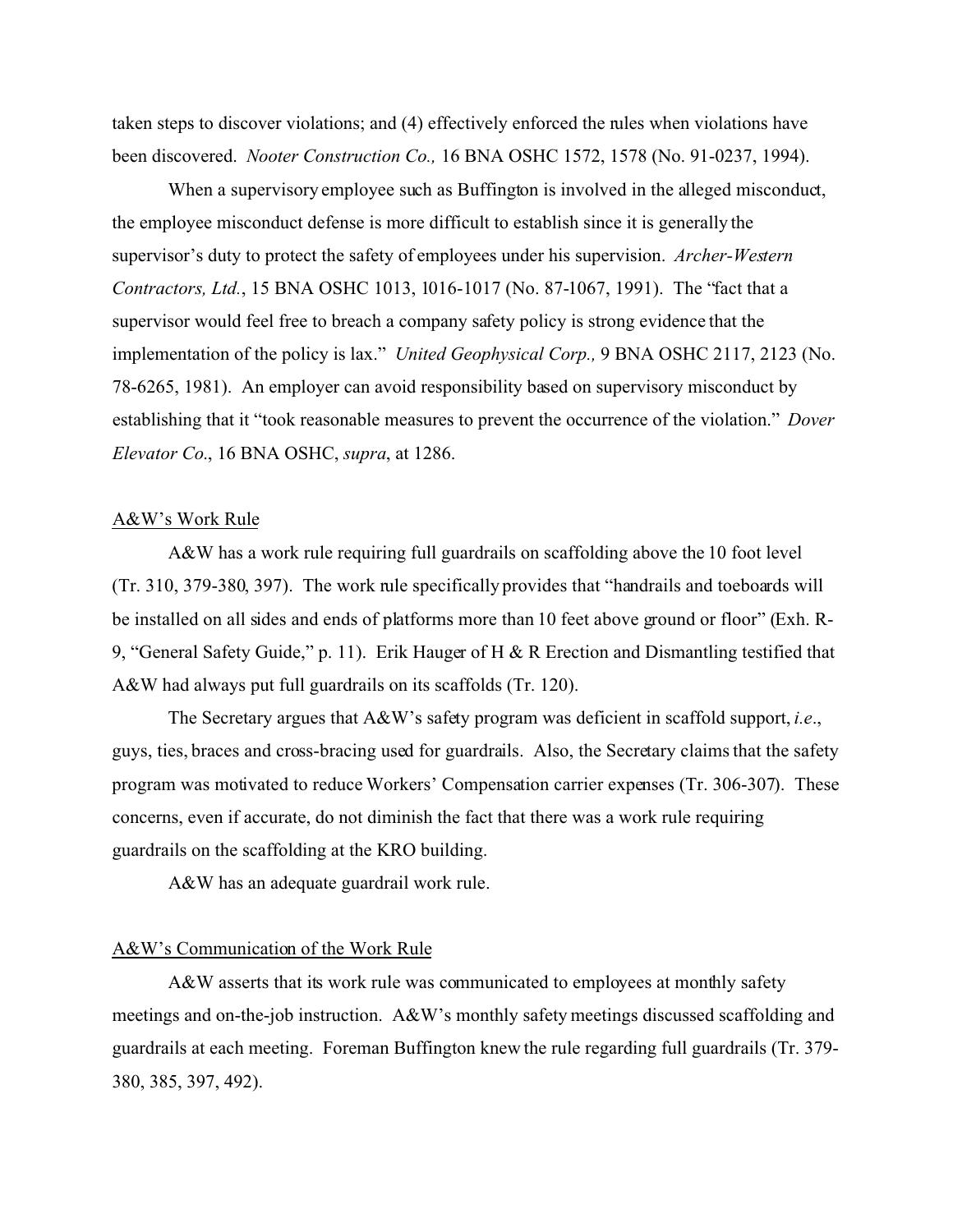taken steps to discover violations; and (4) effectively enforced the rules when violations have been discovered. *Nooter Construction Co.,* 16 BNA OSHC 1572, 1578 (No. 91-0237, 1994).

When a supervisory employee such as Buffington is involved in the alleged misconduct, the employee misconduct defense is more difficult to establish since it is generally the supervisor's duty to protect the safety of employees under his supervision. *Archer-Western Contractors, Ltd.*, 15 BNA OSHC 1013, 1016-1017 (No. 87-1067, 1991). The "fact that a supervisor would feel free to breach a company safety policy is strong evidence that the implementation of the policy is lax." *United Geophysical Corp.,* 9 BNA OSHC 2117, 2123 (No. 78-6265, 1981). An employer can avoid responsibility based on supervisory misconduct by establishing that it "took reasonable measures to prevent the occurrence of the violation." *Dover Elevator Co*., 16 BNA OSHC, *supra*, at 1286.

<u>A&W's Work Rule</u>

A&W has a work rule requiring full guardrails on scaffolding above the 10 foot level (Tr. 310, 379-380, 397). The work rule specifically provides that "handrails and toeboards will be installed on all sides and ends of platforms more than 10 feet above ground or floor" (Exh. R-9, "General Safety Guide," p. 11). Erik Hauger of H & R Erection and Dismantling testified that A&W had always put full guardrails on its scaffolds (Tr. 120).

The Secretary argues that A&W's safety program was deficient in scaffold support, *i.e*., guys, ties, braces and cross-bracing used for guardrails. Also, the Secretary claims that the safety program was motivated to reduce Workers' Compensation carrier expenses (Tr. 306-307). These concerns, even if accurate, do not diminish the fact that there was a work rule requiring guardrails on the scaffolding at the KRO building.

A&W has an adequate guardrail work rule.

<u>A&W's Communication of the Work Rule</u>

A&W asserts that its work rule was communicated to employees at monthly safety meetings and on-the-job instruction. A&W's monthly safety meetings discussed scaffolding and guardrails at each meeting. Foreman Buffington knew the rule regarding full guardrails (Tr. 379-380, 385, 397, 492).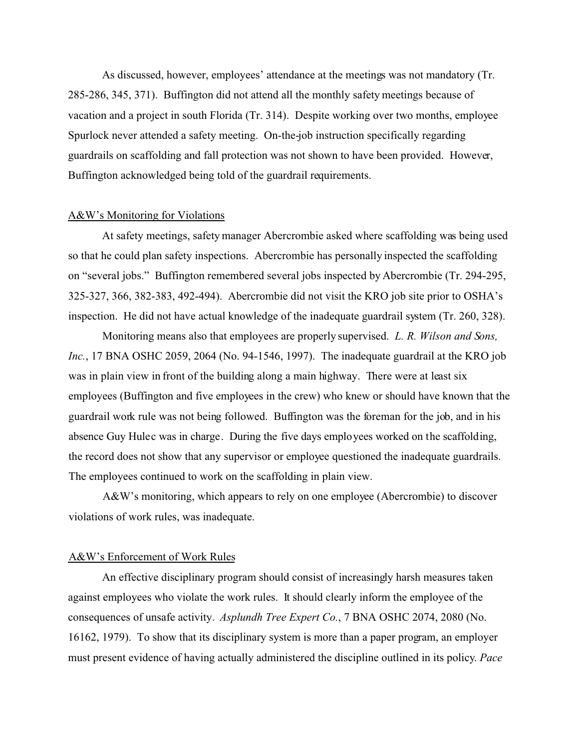As discussed, however, employees' attendance at the meetings was not mandatory (Tr. 285-286, 345, 371). Buffington did not attend all the monthly safety meetings because of vacation and a project in south Florida (Tr. 314). Despite working over two months, employee Spurlock never attended a safety meeting. On-the-job instruction specifically regarding guardrails on scaffolding and fall protection was not shown to have been provided. However, Buffington acknowledged being told of the guardrail requirements.

<u>A&W's Monitoring for Violations</u>

At safety meetings, safety manager Abercrombie asked where scaffolding was being used so that he could plan safety inspections. Abercrombie has personally inspected the scaffolding on "several jobs." Buffington remembered several jobs inspected by Abercrombie (Tr. 294-295, 325-327, 366, 382-383, 492-494). Abercrombie did not visit the KRO job site prior to OSHA's inspection. He did not have actual knowledge of the inadequate guardrail system (Tr. 260, 328).

Monitoring means also that employees are properly supervised. *L. R. Wilson and Sons, Inc.*, 17 BNA OSHC 2059, 2064 (No. 94-1546, 1997). The inadequate guardrail at the KRO job was in plain view in front of the building along a main highway. There were at least six employees (Buffington and five employees in the crew) who knew or should have known that the guardrail work rule was not being followed. Buffington was the foreman for the job, and in his absence Guy Hulec was in charge. During the five days employees worked on the scaffolding, the record does not show that any supervisor or employee questioned the inadequate guardrails. The employees continued to work on the scaffolding in plain view.

A&W's monitoring, which appears to rely on one employee (Abercrombie) to discover violations of work rules, was inadequate.

<u>A&W's Enforcement of Work Rules</u>

An effective disciplinary program should consist of increasingly harsh measures taken against employees who violate the work rules. It should clearly inform the employee of the consequences of unsafe activity. *Asplundh Tree Expert Co.*, 7 BNA OSHC 2074, 2080 (No. 16162, 1979). To show that its disciplinary system is more than a paper program, an employer must present evidence of having actually administered the discipline outlined in its policy. *Pace*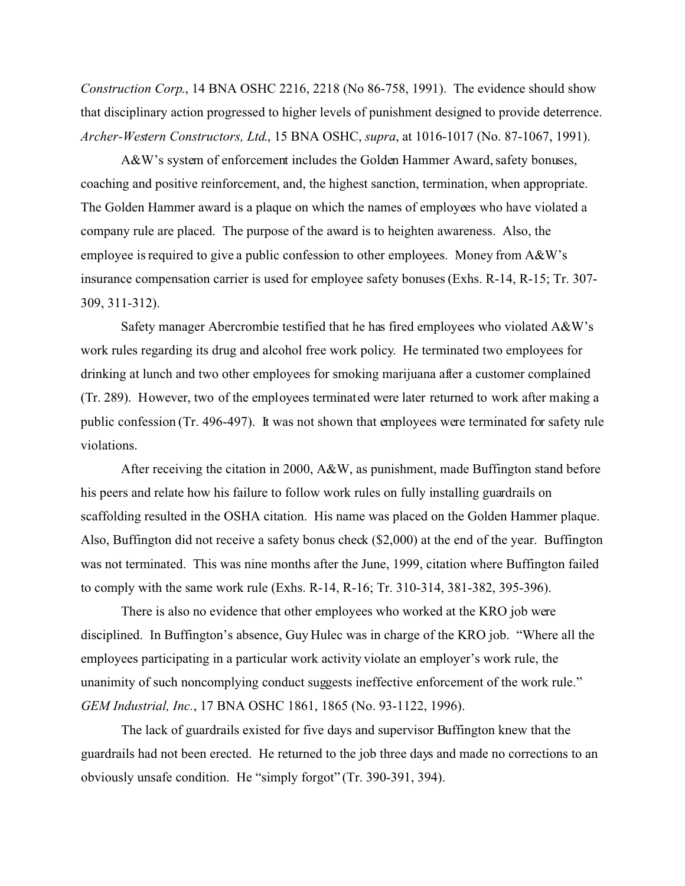*Construction Corp.*, 14 BNA OSHC 2216, 2218 (No 86-758, 1991). The evidence should show that disciplinary action progressed to higher levels of punishment designed to provide deterrence. *Archer-Western Constructors, Ltd.*, 15 BNA OSHC, *supra*, at 1016-1017 (No. 87-1067, 1991).

A&W's system of enforcement includes the Golden Hammer Award, safety bonuses, coaching and positive reinforcement, and, the highest sanction, termination, when appropriate. The Golden Hammer award is a plaque on which the names of employees who have violated a company rule are placed. The purpose of the award is to heighten awareness. Also, the employee is required to give a public confession to other employees. Money from A&W's insurance compensation carrier is used for employee safety bonuses (Exhs. R-14, R-15; Tr. 307-309, 311-312).

Safety manager Abercrombie testified that he has fired employees who violated A&W's work rules regarding its drug and alcohol free work policy. He terminated two employees for drinking at lunch and two other employees for smoking marijuana after a customer complained (Tr. 289). However, two of the employees terminated were later returned to work after making a public confession (Tr. 496-497). It was not shown that employees were terminated for safety rule violations.

After receiving the citation in 2000, A&W, as punishment, made Buffington stand before his peers and relate how his failure to follow work rules on fully installing guardrails on scaffolding resulted in the OSHA citation. His name was placed on the Golden Hammer plaque. Also, Buffington did not receive a safety bonus check ($2,000) at the end of the year. Buffington was not terminated. This was nine months after the June, 1999, citation where Buffington failed to comply with the same work rule (Exhs. R-14, R-16; Tr. 310-314, 381-382, 395-396).

There is also no evidence that other employees who worked at the KRO job were disciplined. In Buffington's absence, Guy Hulec was in charge of the KRO job. "Where all the employees participating in a particular work activity violate an employer's work rule, the unanimity of such noncomplying conduct suggests ineffective enforcement of the work rule." *GEM Industrial, Inc.*, 17 BNA OSHC 1861, 1865 (No. 93-1122, 1996).

The lack of guardrails existed for five days and supervisor Buffington knew that the guardrails had not been erected. He returned to the job three days and made no corrections to an obviously unsafe condition. He "simply forgot" (Tr. 390-391, 394).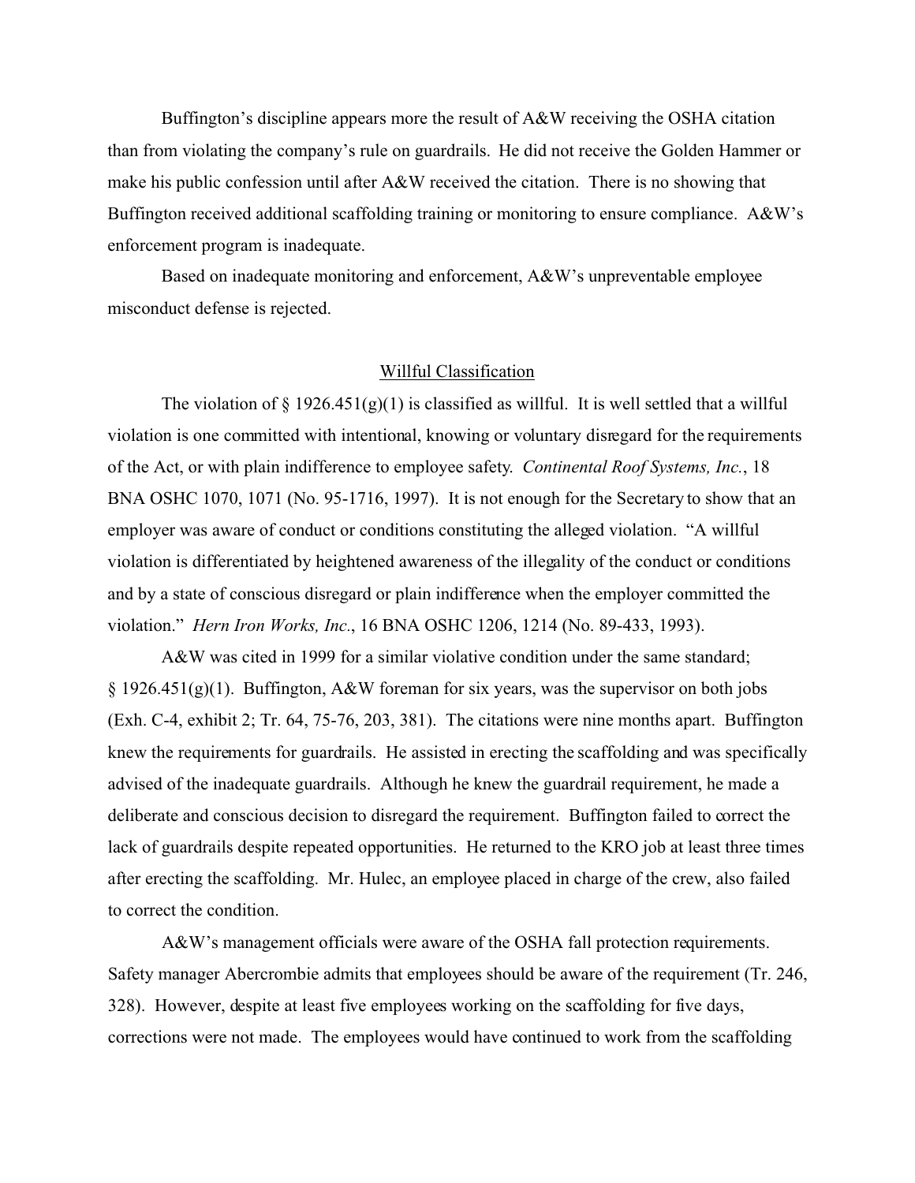Buffington's discipline appears more the result of A&W receiving the OSHA citation than from violating the company's rule on guardrails. He did not receive the Golden Hammer or make his public confession until after A&W received the citation. There is no showing that Buffington received additional scaffolding training or monitoring to ensure compliance. A&W's enforcement program is inadequate.

Based on inadequate monitoring and enforcement, A&W's unpreventable employee misconduct defense is rejected.

## Willful Classification

The violation of § 1926.451(g)(1) is classified as willful. It is well settled that a willful violation is one committed with intentional, knowing or voluntary disregard for the requirements of the Act, or with plain indifference to employee safety. *Continental Roof Systems, Inc.*, 18 BNA OSHC 1070, 1071 (No. 95-1716, 1997). It is not enough for the Secretary to show that an employer was aware of conduct or conditions constituting the alleged violation. "A willful violation is differentiated by heightened awareness of the illegality of the conduct or conditions and by a state of conscious disregard or plain indifference when the employer committed the violation." *Hern Iron Works, Inc.*, 16 BNA OSHC 1206, 1214 (No. 89-433, 1993).

A&W was cited in 1999 for a similar violative condition under the same standard; § 1926.451(g)(1). Buffington, A&W foreman for six years, was the supervisor on both jobs (Exh. C-4, exhibit 2; Tr. 64, 75-76, 203, 381). The citations were nine months apart. Buffington knew the requirements for guardrails. He assisted in erecting the scaffolding and was specifically advised of the inadequate guardrails. Although he knew the guardrail requirement, he made a deliberate and conscious decision to disregard the requirement. Buffington failed to correct the lack of guardrails despite repeated opportunities. He returned to the KRO job at least three times after erecting the scaffolding. Mr. Hulec, an employee placed in charge of the crew, also failed to correct the condition.

A&W's management officials were aware of the OSHA fall protection requirements. Safety manager Abercrombie admits that employees should be aware of the requirement (Tr. 246, 328). However, despite at least five employees working on the scaffolding for five days, corrections were not made. The employees would have continued to work from the scaffolding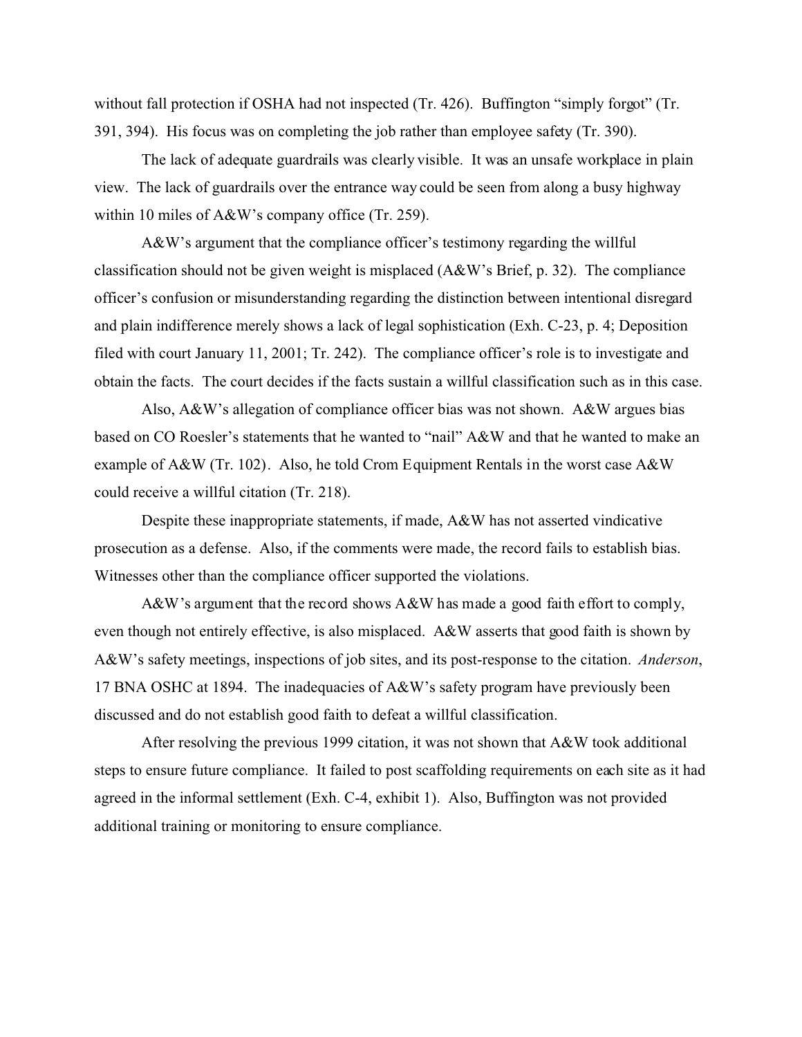without fall protection if OSHA had not inspected (Tr. 426). Buffington "simply forgot" (Tr. 391, 394). His focus was on completing the job rather than employee safety (Tr. 390).

The lack of adequate guardrails was clearly visible. It was an unsafe workplace in plain view. The lack of guardrails over the entrance way could be seen from along a busy highway within 10 miles of A&W's company office (Tr. 259).

A&W's argument that the compliance officer's testimony regarding the willful classification should not be given weight is misplaced (A&W's Brief, p. 32). The compliance officer's confusion or misunderstanding regarding the distinction between intentional disregard and plain indifference merely shows a lack of legal sophistication (Exh. C-23, p. 4; Deposition filed with court January 11, 2001; Tr. 242). The compliance officer's role is to investigate and obtain the facts. The court decides if the facts sustain a willful classification such as in this case.

Also, A&W's allegation of compliance officer bias was not shown. A&W argues bias based on CO Roesler's statements that he wanted to "nail" A&W and that he wanted to make an example of A&W (Tr. 102). Also, he told Crom Equipment Rentals in the worst case A&W could receive a willful citation (Tr. 218).

Despite these inappropriate statements, if made, A&W has not asserted vindicative prosecution as a defense. Also, if the comments were made, the record fails to establish bias. Witnesses other than the compliance officer supported the violations.

A&W's argument that the record shows A&W has made a good faith effort to comply, even though not entirely effective, is also misplaced. A&W asserts that good faith is shown by A&W's safety meetings, inspections of job sites, and its post-response to the citation. *Anderson*, 17 BNA OSHC at 1894. The inadequacies of A&W's safety program have previously been discussed and do not establish good faith to defeat a willful classification.

After resolving the previous 1999 citation, it was not shown that A&W took additional steps to ensure future compliance. It failed to post scaffolding requirements on each site as it had agreed in the informal settlement (Exh. C-4, exhibit 1). Also, Buffington was not provided additional training or monitoring to ensure compliance.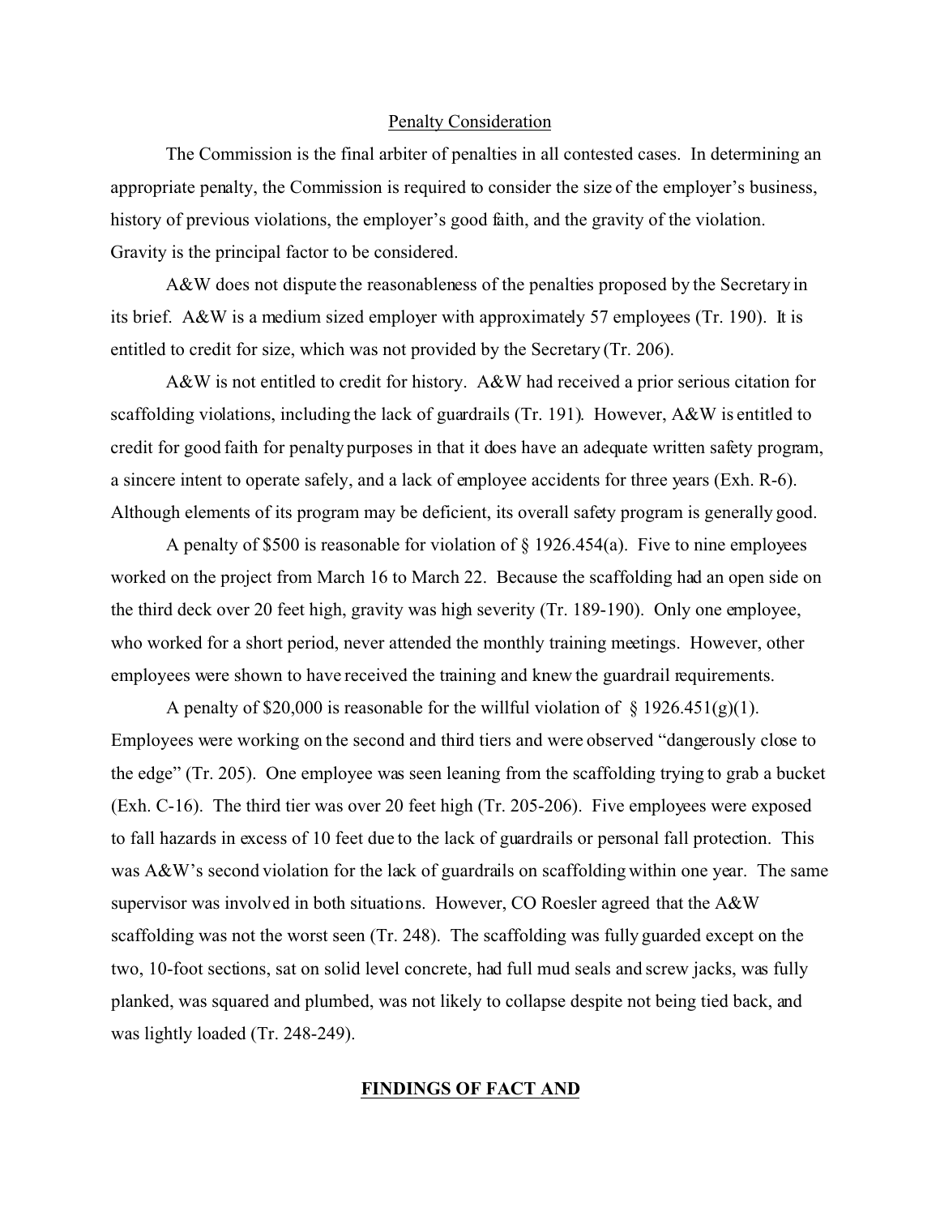## Penalty Consideration

The Commission is the final arbiter of penalties in all contested cases. In determining an appropriate penalty, the Commission is required to consider the size of the employer's business, history of previous violations, the employer's good faith, and the gravity of the violation. Gravity is the principal factor to be considered.

A&W does not dispute the reasonableness of the penalties proposed by the Secretary in its brief. A&W is a medium sized employer with approximately 57 employees (Tr. 190). It is entitled to credit for size, which was not provided by the Secretary (Tr. 206).

A&W is not entitled to credit for history. A&W had received a prior serious citation for scaffolding violations, including the lack of guardrails (Tr. 191). However, A&W is entitled to credit for good faith for penalty purposes in that it does have an adequate written safety program, a sincere intent to operate safely, and a lack of employee accidents for three years (Exh. R-6). Although elements of its program may be deficient, its overall safety program is generally good.

A penalty of $500 is reasonable for violation of § 1926.454(a). Five to nine employees worked on the project from March 16 to March 22. Because the scaffolding had an open side on the third deck over 20 feet high, gravity was high severity (Tr. 189-190). Only one employee, who worked for a short period, never attended the monthly training meetings. However, other employees were shown to have received the training and knew the guardrail requirements.

A penalty of $20,000 is reasonable for the willful violation of § 1926.451(g)(1). Employees were working on the second and third tiers and were observed "dangerously close to the edge" (Tr. 205). One employee was seen leaning from the scaffolding trying to grab a bucket (Exh. C-16). The third tier was over 20 feet high (Tr. 205-206). Five employees were exposed to fall hazards in excess of 10 feet due to the lack of guardrails or personal fall protection. This was A&W's second violation for the lack of guardrails on scaffolding within one year. The same supervisor was involved in both situations. However, CO Roesler agreed that the A&W scaffolding was not the worst seen (Tr. 248). The scaffolding was fully guarded except on the two, 10-foot sections, sat on solid level concrete, had full mud seals and screw jacks, was fully planked, was squared and plumbed, was not likely to collapse despite not being tied back, and was lightly loaded (Tr. 248-249).

## **FINDINGS OF FACT AND**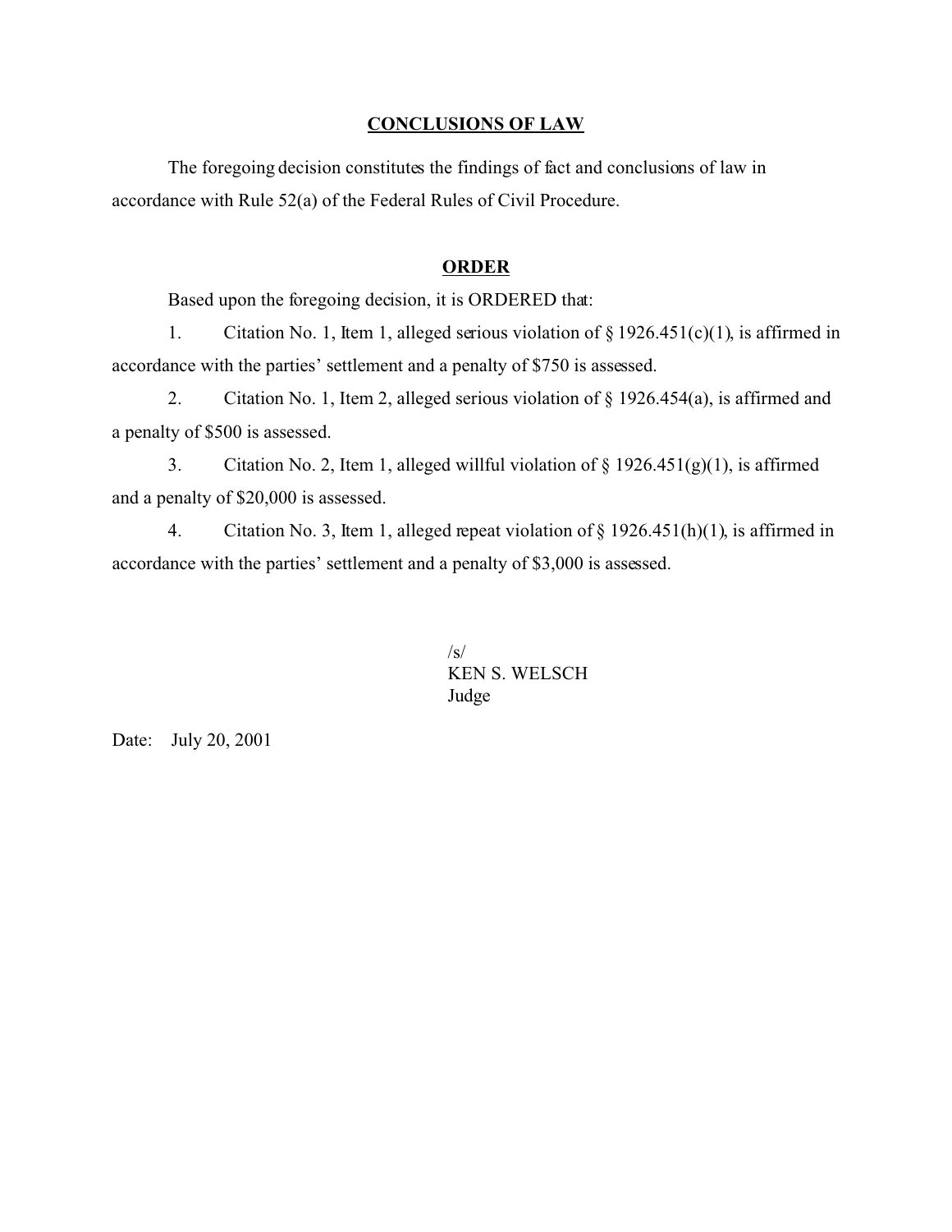## CONCLUSIONS OF LAW

The foregoing decision constitutes the findings of fact and conclusions of law in accordance with Rule 52(a) of the Federal Rules of Civil Procedure.

## ORDER

Based upon the foregoing decision, it is ORDERED that:

1. Citation No. 1, Item 1, alleged serious violation of § 1926.451(c)(1), is affirmed in accordance with the parties' settlement and a penalty of $750 is assessed.

2. Citation No. 1, Item 2, alleged serious violation of § 1926.454(a), is affirmed and a penalty of $500 is assessed.

3. Citation No. 2, Item 1, alleged willful violation of § 1926.451(g)(1), is affirmed and a penalty of $20,000 is assessed.

4. Citation No. 3, Item 1, alleged repeat violation of § 1926.451(h)(1), is affirmed in accordance with the parties' settlement and a penalty of $3,000 is assessed.

/s/
KEN S. WELSCH
Judge

Date: July 20, 2001